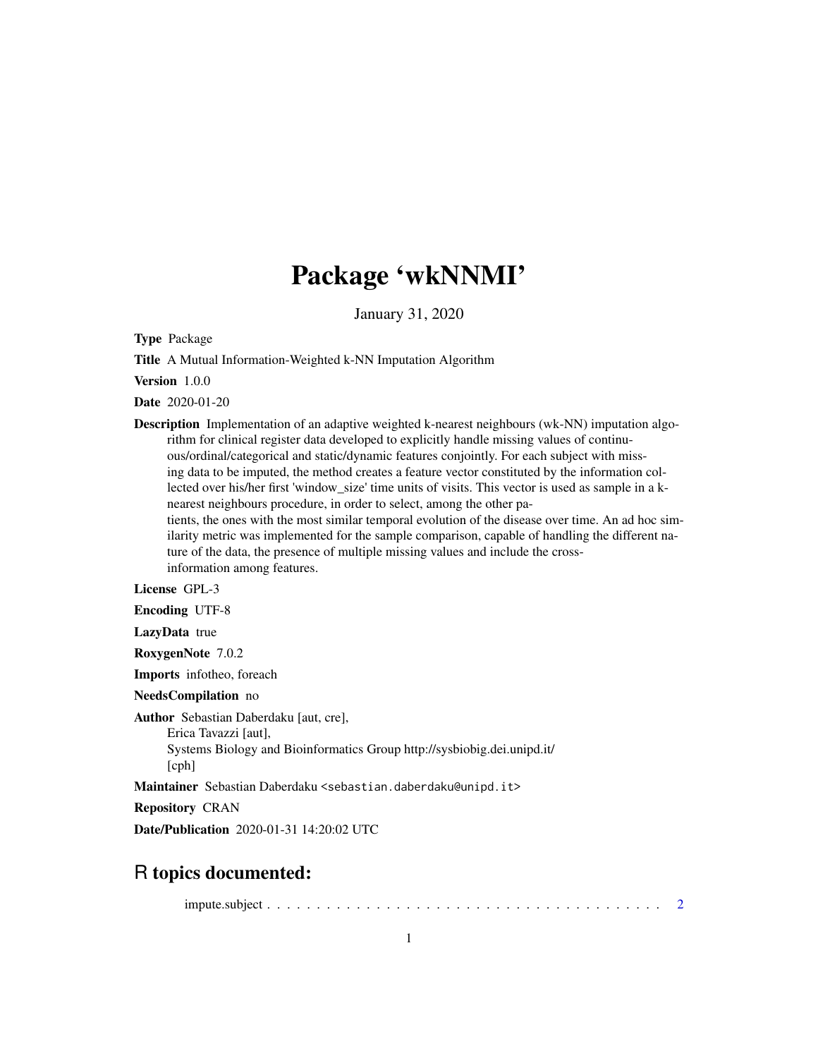# Package 'wkNNMI'

January 31, 2020

**Type** Package

**Title** A Mutual Information-Weighted k-NN Imputation Algorithm

**Version** 1.0.0

**Date** 2020-01-20

**Description** Implementation of an adaptive weighted k-nearest neighbours (wk-NN) imputation algorithm for clinical register data developed to explicitly handle missing values of continuous/ordinal/categorical and static/dynamic features conjointly. For each subject with missing data to be imputed, the method creates a feature vector constituted by the information collected over his/her first 'window_size' time units of visits. This vector is used as sample in a k-nearest neighbours procedure, in order to select, among the other patients, the ones with the most similar temporal evolution of the disease over time. An ad hoc similarity metric was implemented for the sample comparison, capable of handling the different nature of the data, the presence of multiple missing values and include the cross-information among features.

**License** GPL-3

**Encoding** UTF-8

**LazyData** true

**RoxygenNote** 7.0.2

**Imports** infotheo, foreach

**NeedsCompilation** no

**Author** Sebastian Daberdaku [aut, cre],
Erica Tavazzi [aut],
Systems Biology and Bioinformatics Group http://sysbiobig.dei.unipd.it/
[cph]

**Maintainer** Sebastian Daberdaku <sebastian.daberdaku@unipd.it>

**Repository** CRAN

**Date/Publication** 2020-01-31 14:20:02 UTC

## R topics documented:

impute.subject . . . . . . . . . . . . . . . . . . . . . . . . . . . . . . . . . . . . . . . . . 2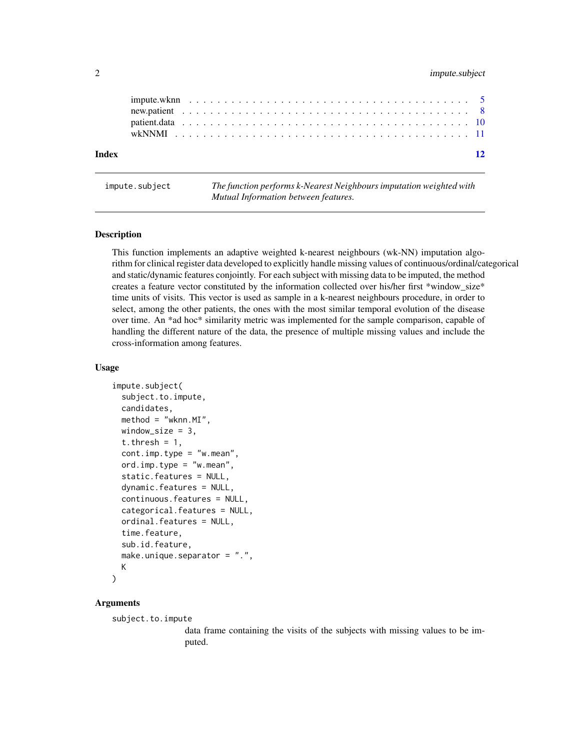impute.wknn . . . . . . . . . . . . . . . . . . . . . . . . . . . . . . . . . . . . . 5
new.patient . . . . . . . . . . . . . . . . . . . . . . . . . . . . . . . . . . . . . 8
patient.data . . . . . . . . . . . . . . . . . . . . . . . . . . . . . . . . . . . . . 10
wkNNMI . . . . . . . . . . . . . . . . . . . . . . . . . . . . . . . . . . . . . 11

**Index** **12**

---

## impute.subject

*The function performs k-Nearest Neighbours imputation weighted with Mutual Information between features.*

---

### Description

This function implements an adaptive weighted k-nearest neighbours (wk-NN) imputation algorithm for clinical register data developed to explicitly handle missing values of continuous/ordinal/categorical and static/dynamic features conjointly. For each subject with missing data to be imputed, the method creates a feature vector constituted by the information collected over his/her first *window_size* time units of visits. This vector is used as sample in a k-nearest neighbours procedure, in order to select, among the other patients, the ones with the most similar temporal evolution of the disease over time. An *ad hoc* similarity metric was implemented for the sample comparison, capable of handling the different nature of the data, the presence of multiple missing values and include the cross-information among features.

### Usage

```
impute.subject(
  subject.to.impute,
  candidates,
  method = "wknn.MI",
  window_size = 3,
  t.thresh = 1,
  cont.imp.type = "w.mean",
  ord.imp.type = "w.mean",
  static.features = NULL,
  dynamic.features = NULL,
  continuous.features = NULL,
  categorical.features = NULL,
  ordinal.features = NULL,
  time.feature,
  sub.id.feature,
  make.unique.separator = ".",
  K
)
```

### Arguments

`subject.to.impute`
: data frame containing the visits of the subjects with missing values to be imputed.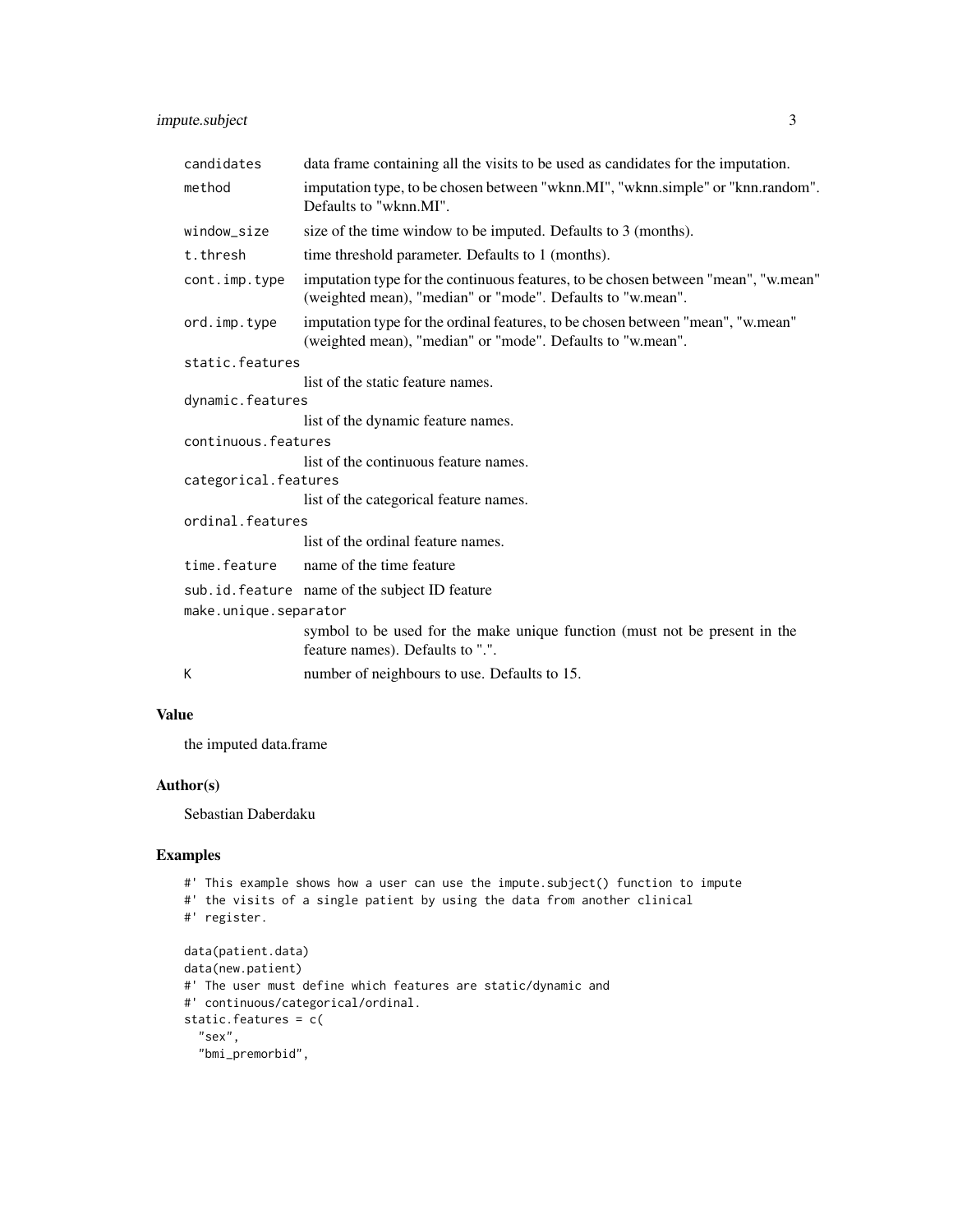| | |
|---|---|
| `candidates` | data frame containing all the visits to be used as candidates for the imputation. |
| `method` | imputation type, to be chosen between "wknn.MI", "wknn.simple" or "knn.random". Defaults to "wknn.MI". |
| `window_size` | size of the time window to be imputed. Defaults to 3 (months). |
| `t.thresh` | time threshold parameter. Defaults to 1 (months). |
| `cont.imp.type` | imputation type for the continuous features, to be chosen between "mean", "w.mean" (weighted mean), "median" or "mode". Defaults to "w.mean". |
| `ord.imp.type` | imputation type for the ordinal features, to be chosen between "mean", "w.mean" (weighted mean), "median" or "mode". Defaults to "w.mean". |
| `static.features` | list of the static feature names. |
| `dynamic.features` | list of the dynamic feature names. |
| `continuous.features` | list of the continuous feature names. |
| `categorical.features` | list of the categorical feature names. |
| `ordinal.features` | list of the ordinal feature names. |
| `time.feature` | name of the time feature |
| `sub.id.feature` | name of the subject ID feature |
| `make.unique.separator` | symbol to be used for the make unique function (must not be present in the feature names). Defaults to ".". |
| `K` | number of neighbours to use. Defaults to 15. |

## Value

the imputed data.frame

## Author(s)

Sebastian Daberdaku

## Examples

```
#' This example shows how a user can use the impute.subject() function to impute
#' the visits of a single patient by using the data from another clinical
#' register.

data(patient.data)
data(new.patient)
#' The user must define which features are static/dynamic and
#' continuous/categorical/ordinal.
static.features = c(
  "sex",
  "bmi_premorbid",
```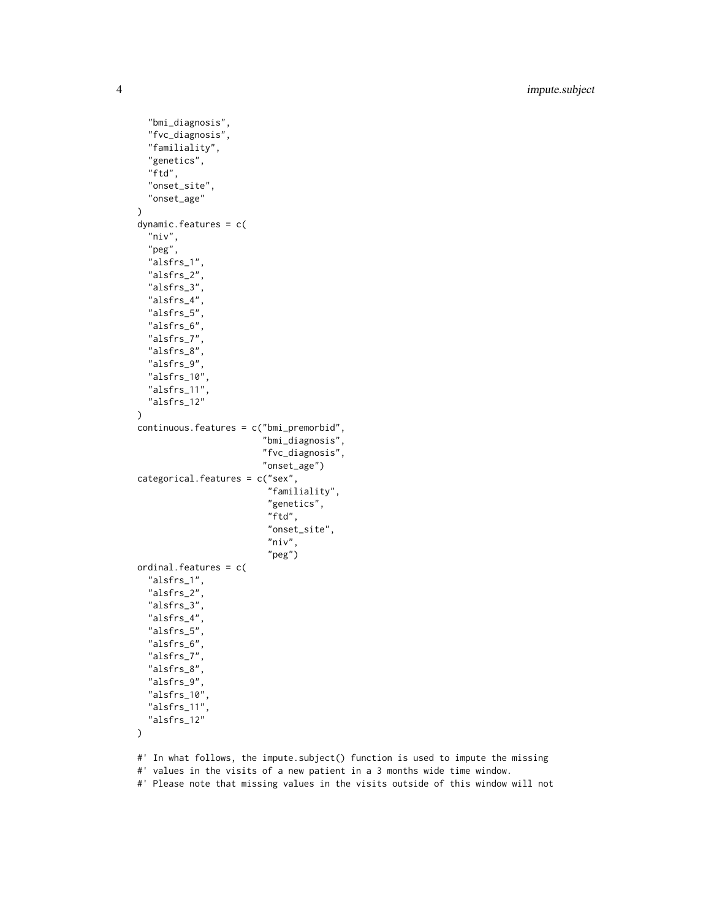```
  "bmi_diagnosis",
  "fvc_diagnosis",
  "familiality",
  "genetics",
  "ftd",
  "onset_site",
  "onset_age"
)
dynamic.features = c(
  "niv",
  "peg",
  "alsfrs_1",
  "alsfrs_2",
  "alsfrs_3",
  "alsfrs_4",
  "alsfrs_5",
  "alsfrs_6",
  "alsfrs_7",
  "alsfrs_8",
  "alsfrs_9",
  "alsfrs_10",
  "alsfrs_11",
  "alsfrs_12"
)
continuous.features = c("bmi_premorbid",
                        "bmi_diagnosis",
                        "fvc_diagnosis",
                        "onset_age")
categorical.features = c("sex",
                         "familiality",
                         "genetics",
                         "ftd",
                         "onset_site",
                         "niv",
                         "peg")
ordinal.features = c(
  "alsfrs_1",
  "alsfrs_2",
  "alsfrs_3",
  "alsfrs_4",
  "alsfrs_5",
  "alsfrs_6",
  "alsfrs_7",
  "alsfrs_8",
  "alsfrs_9",
  "alsfrs_10",
  "alsfrs_11",
  "alsfrs_12"
)

#' In what follows, the impute.subject() function is used to impute the missing
#' values in the visits of a new patient in a 3 months wide time window.
#' Please note that missing values in the visits outside of this window will not
```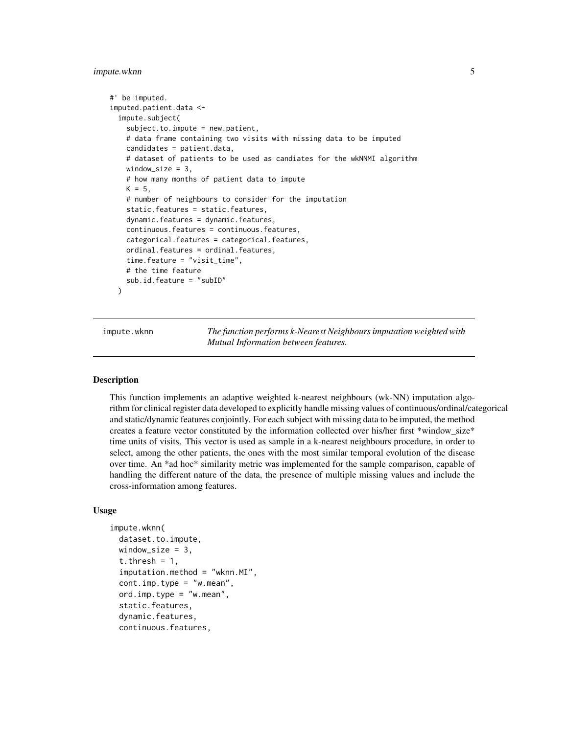```
#' be imputed.
imputed.patient.data <-
  impute.subject(
    subject.to.impute = new.patient,
    # data frame containing two visits with missing data to be imputed
    candidates = patient.data,
    # dataset of patients to be used as candiates for the wkNNMI algorithm
    window_size = 3,
    # how many months of patient data to impute
    K = 5,
    # number of neighbours to consider for the imputation
    static.features = static.features,
    dynamic.features = dynamic.features,
    continuous.features = continuous.features,
    categorical.features = categorical.features,
    ordinal.features = ordinal.features,
    time.feature = "visit_time",
    # the time feature
    sub.id.feature = "subID"
  )
```

## impute.wknn — *The function performs k-Nearest Neighbours imputation weighted with Mutual Information between features.*

### Description

This function implements an adaptive weighted k-nearest neighbours (wk-NN) imputation algorithm for clinical register data developed to explicitly handle missing values of continuous/ordinal/categorical and static/dynamic features conjointly. For each subject with missing data to be imputed, the method creates a feature vector constituted by the information collected over his/her first *window_size* time units of visits. This vector is used as sample in a k-nearest neighbours procedure, in order to select, among the other patients, the ones with the most similar temporal evolution of the disease over time. An *ad hoc* similarity metric was implemented for the sample comparison, capable of handling the different nature of the data, the presence of multiple missing values and include the cross-information among features.

### Usage

```
impute.wknn(
  dataset.to.impute,
  window_size = 3,
  t.thresh = 1,
  imputation.method = "wknn.MI",
  cont.imp.type = "w.mean",
  ord.imp.type = "w.mean",
  static.features,
  dynamic.features,
  continuous.features,
```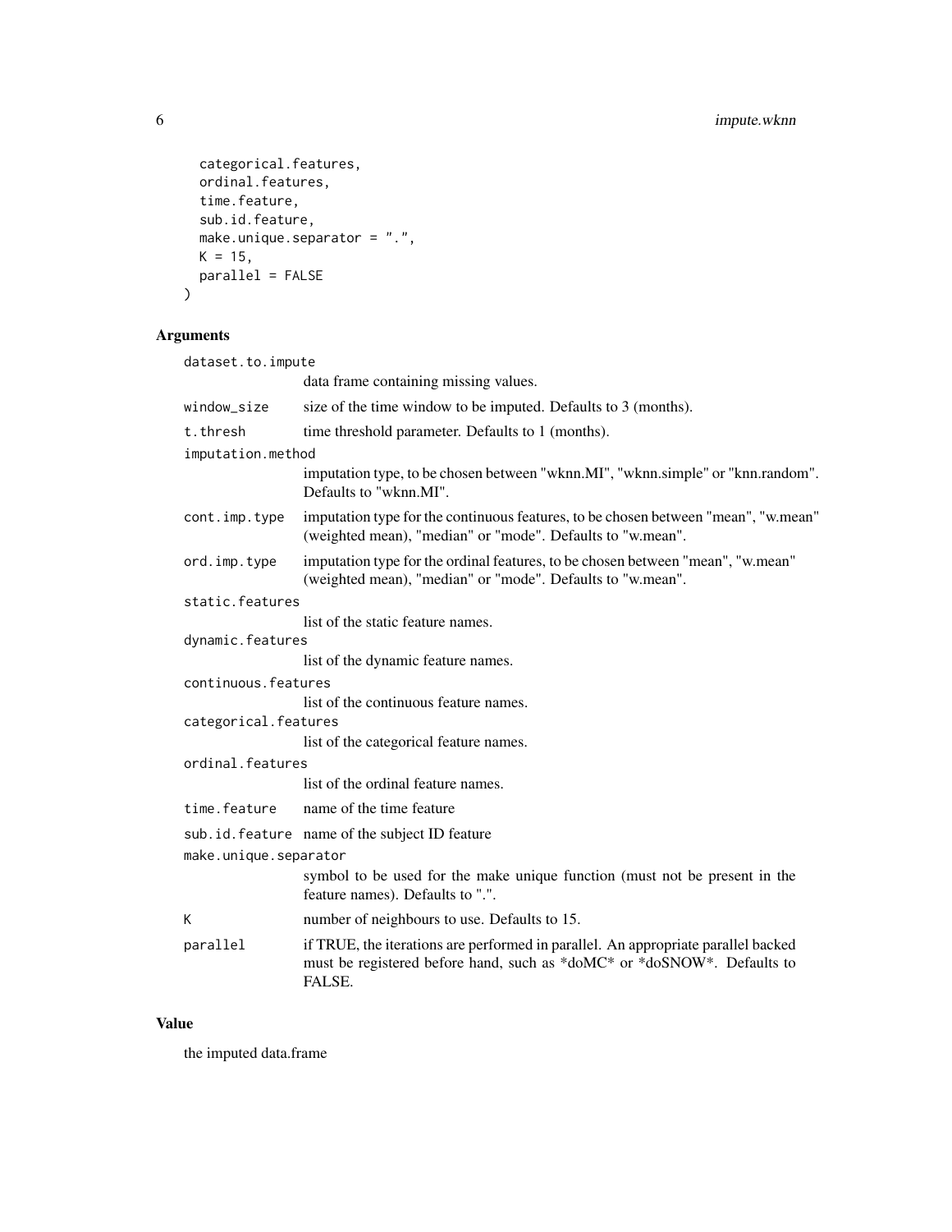```
  categorical.features,
  ordinal.features,
  time.feature,
  sub.id.feature,
  make.unique.separator = ".",
  K = 15,
  parallel = FALSE
)
```

## Arguments

| | |
|---|---|
| `dataset.to.impute` | data frame containing missing values. |
| `window_size` | size of the time window to be imputed. Defaults to 3 (months). |
| `t.thresh` | time threshold parameter. Defaults to 1 (months). |
| `imputation.method` | imputation type, to be chosen between "wknn.MI", "wknn.simple" or "knn.random". Defaults to "wknn.MI". |
| `cont.imp.type` | imputation type for the continuous features, to be chosen between "mean", "w.mean" (weighted mean), "median" or "mode". Defaults to "w.mean". |
| `ord.imp.type` | imputation type for the ordinal features, to be chosen between "mean", "w.mean" (weighted mean), "median" or "mode". Defaults to "w.mean". |
| `static.features` | list of the static feature names. |
| `dynamic.features` | list of the dynamic feature names. |
| `continuous.features` | list of the continuous feature names. |
| `categorical.features` | list of the categorical feature names. |
| `ordinal.features` | list of the ordinal feature names. |
| `time.feature` | name of the time feature |
| `sub.id.feature` | name of the subject ID feature |
| `make.unique.separator` | symbol to be used for the make unique function (must not be present in the feature names). Defaults to ".". |
| `K` | number of neighbours to use. Defaults to 15. |
| `parallel` | if TRUE, the iterations are performed in parallel. An appropriate parallel backed must be registered before hand, such as *doMC* or *doSNOW*. Defaults to FALSE. |

## Value

the imputed data.frame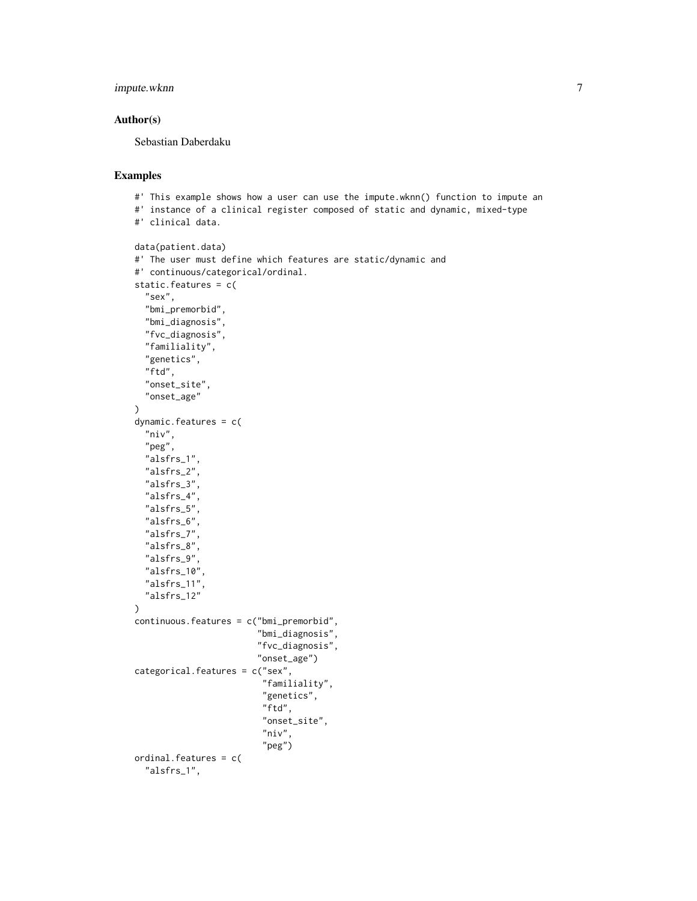## Author(s)

Sebastian Daberdaku

## Examples

```
#' This example shows how a user can use the impute.wknn() function to impute an
#' instance of a clinical register composed of static and dynamic, mixed-type
#' clinical data.

data(patient.data)
#' The user must define which features are static/dynamic and
#' continuous/categorical/ordinal.
static.features = c(
  "sex",
  "bmi_premorbid",
  "bmi_diagnosis",
  "fvc_diagnosis",
  "familiality",
  "genetics",
  "ftd",
  "onset_site",
  "onset_age"
)
dynamic.features = c(
  "niv",
  "peg",
  "alsfrs_1",
  "alsfrs_2",
  "alsfrs_3",
  "alsfrs_4",
  "alsfrs_5",
  "alsfrs_6",
  "alsfrs_7",
  "alsfrs_8",
  "alsfrs_9",
  "alsfrs_10",
  "alsfrs_11",
  "alsfrs_12"
)
continuous.features = c("bmi_premorbid",
                        "bmi_diagnosis",
                        "fvc_diagnosis",
                        "onset_age")
categorical.features = c("sex",
                         "familiality",
                         "genetics",
                         "ftd",
                         "onset_site",
                         "niv",
                         "peg")
ordinal.features = c(
  "alsfrs_1",
```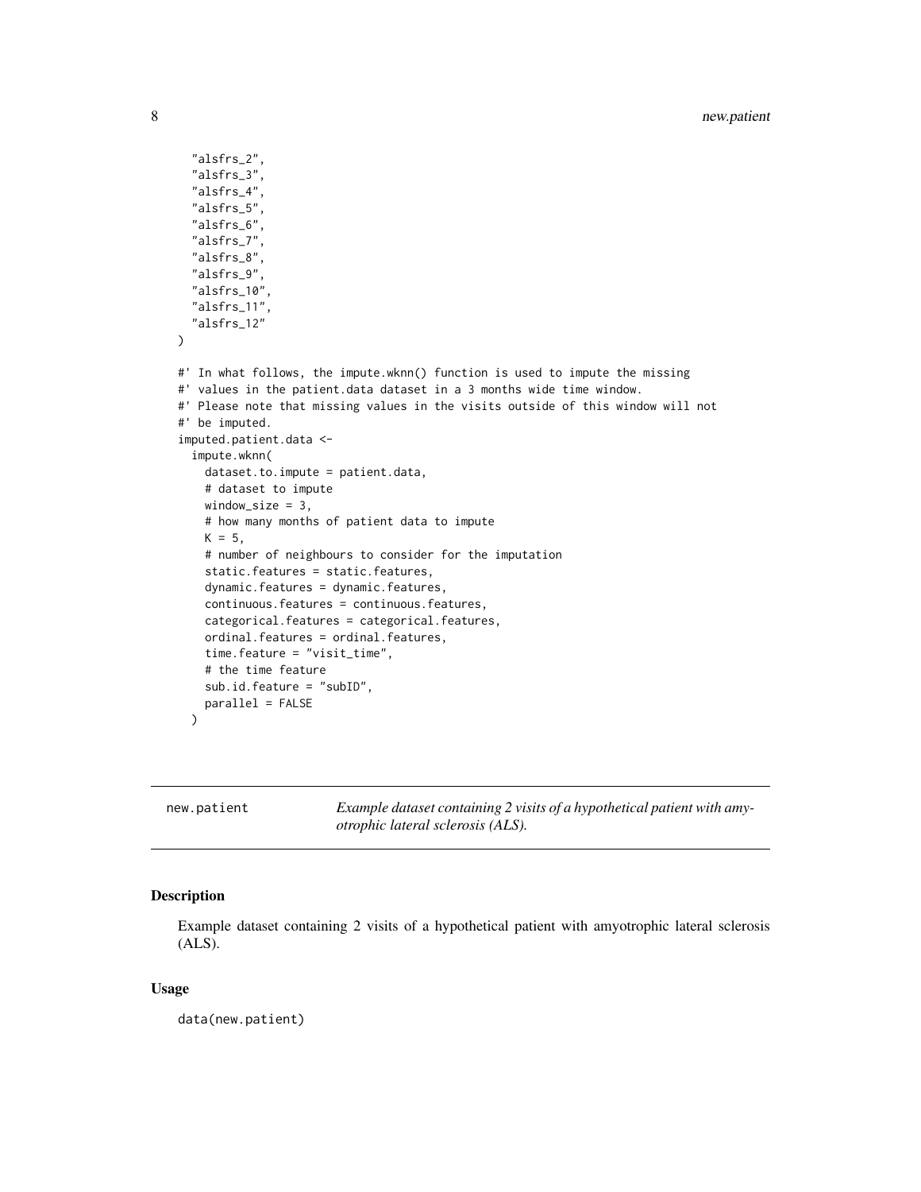```
    "alsfrs_2",
    "alsfrs_3",
    "alsfrs_4",
    "alsfrs_5",
    "alsfrs_6",
    "alsfrs_7",
    "alsfrs_8",
    "alsfrs_9",
    "alsfrs_10",
    "alsfrs_11",
    "alsfrs_12"
  )

#' In what follows, the impute.wknn() function is used to impute the missing
#' values in the patient.data dataset in a 3 months wide time window.
#' Please note that missing values in the visits outside of this window will not
#' be imputed.
imputed.patient.data <-
  impute.wknn(
    dataset.to.impute = patient.data,
    # dataset to impute
    window_size = 3,
    # how many months of patient data to impute
    K = 5,
    # number of neighbours to consider for the imputation
    static.features = static.features,
    dynamic.features = dynamic.features,
    continuous.features = continuous.features,
    categorical.features = categorical.features,
    ordinal.features = ordinal.features,
    time.feature = "visit_time",
    # the time feature
    sub.id.feature = "subID",
    parallel = FALSE
  )
```

---

## new.patient — *Example dataset containing 2 visits of a hypothetical patient with amyotrophic lateral sclerosis (ALS).*

---

### Description

Example dataset containing 2 visits of a hypothetical patient with amyotrophic lateral sclerosis (ALS).

### Usage

```
data(new.patient)
```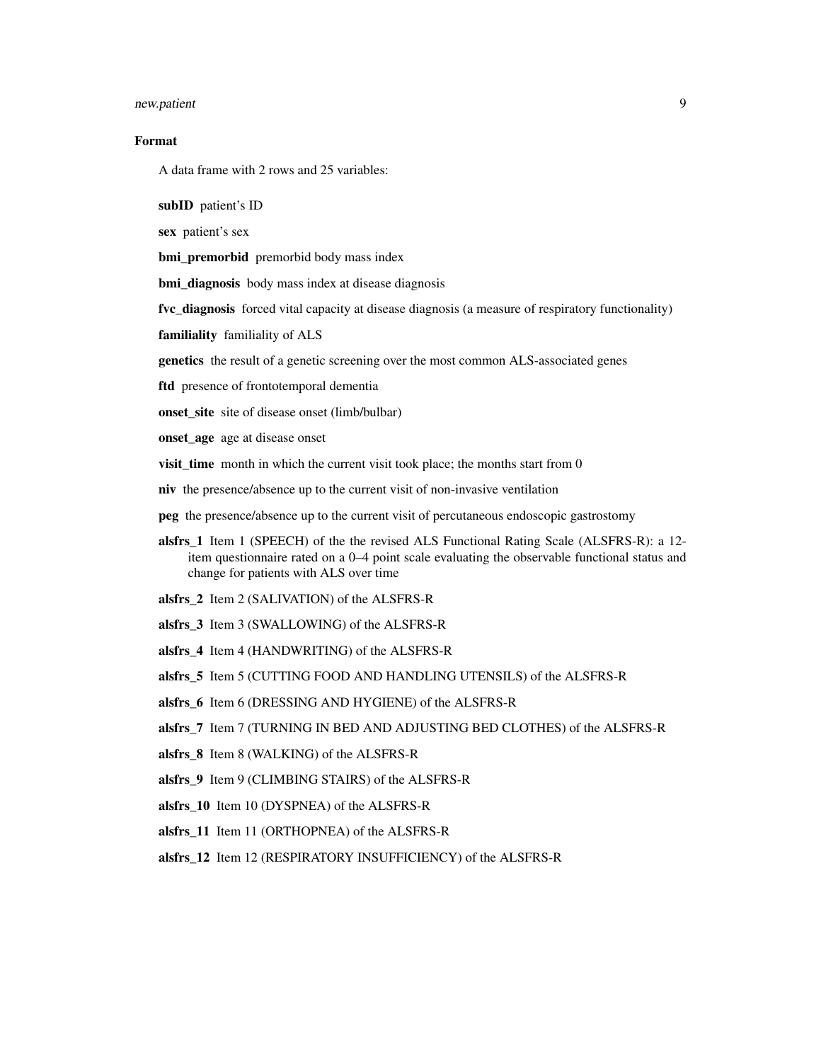### Format

A data frame with 2 rows and 25 variables:

**subID** patient's ID

**sex** patient's sex

**bmi_premorbid** premorbid body mass index

**bmi_diagnosis** body mass index at disease diagnosis

**fvc_diagnosis** forced vital capacity at disease diagnosis (a measure of respiratory functionality)

**familiality** familiality of ALS

**genetics** the result of a genetic screening over the most common ALS-associated genes

**ftd** presence of frontotemporal dementia

**onset_site** site of disease onset (limb/bulbar)

**onset_age** age at disease onset

**visit_time** month in which the current visit took place; the months start from 0

**niv** the presence/absence up to the current visit of non-invasive ventilation

**peg** the presence/absence up to the current visit of percutaneous endoscopic gastrostomy

**alsfrs_1** Item 1 (SPEECH) of the the revised ALS Functional Rating Scale (ALSFRS-R): a 12-item questionnaire rated on a 0–4 point scale evaluating the observable functional status and change for patients with ALS over time

**alsfrs_2** Item 2 (SALIVATION) of the ALSFRS-R

**alsfrs_3** Item 3 (SWALLOWING) of the ALSFRS-R

**alsfrs_4** Item 4 (HANDWRITING) of the ALSFRS-R

**alsfrs_5** Item 5 (CUTTING FOOD AND HANDLING UTENSILS) of the ALSFRS-R

**alsfrs_6** Item 6 (DRESSING AND HYGIENE) of the ALSFRS-R

**alsfrs_7** Item 7 (TURNING IN BED AND ADJUSTING BED CLOTHES) of the ALSFRS-R

**alsfrs_8** Item 8 (WALKING) of the ALSFRS-R

**alsfrs_9** Item 9 (CLIMBING STAIRS) of the ALSFRS-R

**alsfrs_10** Item 10 (DYSPNEA) of the ALSFRS-R

**alsfrs_11** Item 11 (ORTHOPNEA) of the ALSFRS-R

**alsfrs_12** Item 12 (RESPIRATORY INSUFFICIENCY) of the ALSFRS-R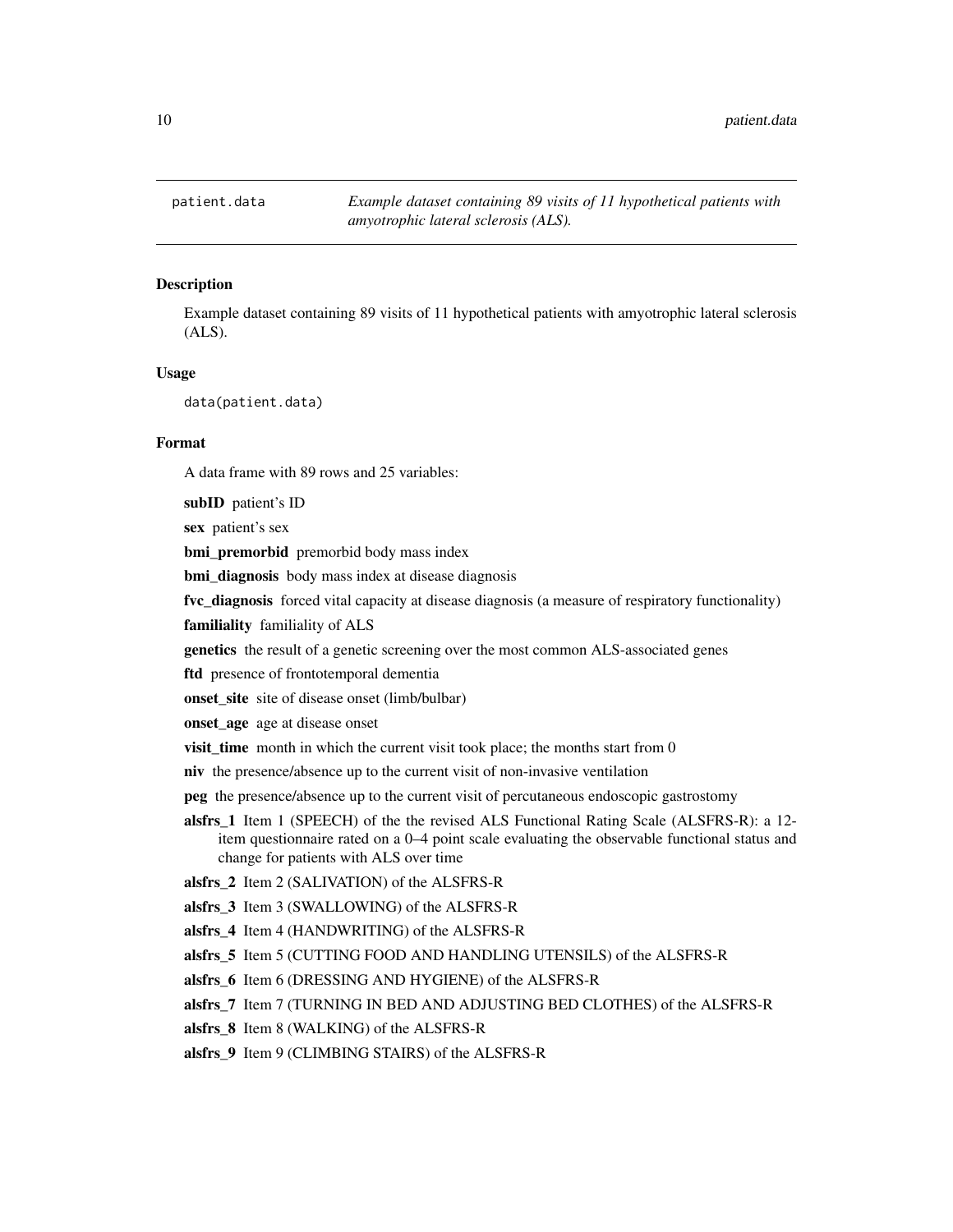`patient.data` *Example dataset containing 89 visits of 11 hypothetical patients with amyotrophic lateral sclerosis (ALS).*

### Description

Example dataset containing 89 visits of 11 hypothetical patients with amyotrophic lateral sclerosis (ALS).

### Usage

```
data(patient.data)
```

### Format

A data frame with 89 rows and 25 variables:

**subID** patient's ID

**sex** patient's sex

**bmi_premorbid** premorbid body mass index

**bmi_diagnosis** body mass index at disease diagnosis

**fvc_diagnosis** forced vital capacity at disease diagnosis (a measure of respiratory functionality)

**familiality** familiality of ALS

**genetics** the result of a genetic screening over the most common ALS-associated genes

**ftd** presence of frontotemporal dementia

**onset_site** site of disease onset (limb/bulbar)

**onset_age** age at disease onset

**visit_time** month in which the current visit took place; the months start from 0

**niv** the presence/absence up to the current visit of non-invasive ventilation

**peg** the presence/absence up to the current visit of percutaneous endoscopic gastrostomy

**alsfrs_1** Item 1 (SPEECH) of the the revised ALS Functional Rating Scale (ALSFRS-R): a 12-item questionnaire rated on a 0–4 point scale evaluating the observable functional status and change for patients with ALS over time

**alsfrs_2** Item 2 (SALIVATION) of the ALSFRS-R

**alsfrs_3** Item 3 (SWALLOWING) of the ALSFRS-R

**alsfrs_4** Item 4 (HANDWRITING) of the ALSFRS-R

**alsfrs_5** Item 5 (CUTTING FOOD AND HANDLING UTENSILS) of the ALSFRS-R

**alsfrs_6** Item 6 (DRESSING AND HYGIENE) of the ALSFRS-R

**alsfrs_7** Item 7 (TURNING IN BED AND ADJUSTING BED CLOTHES) of the ALSFRS-R

**alsfrs_8** Item 8 (WALKING) of the ALSFRS-R

**alsfrs_9** Item 9 (CLIMBING STAIRS) of the ALSFRS-R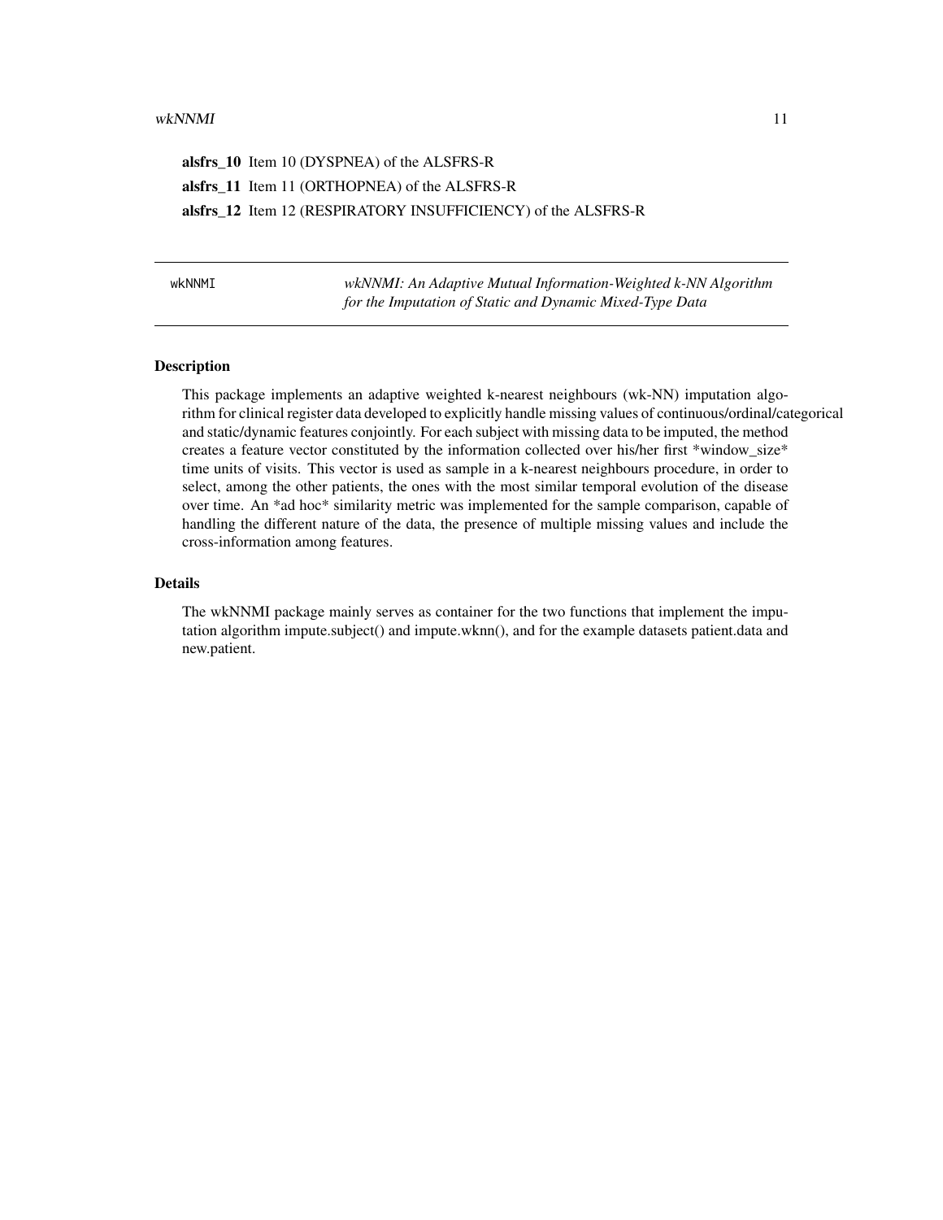**alsfrs_10** Item 10 (DYSPNEA) of the ALSFRS-R

**alsfrs_11** Item 11 (ORTHOPNEA) of the ALSFRS-R

**alsfrs_12** Item 12 (RESPIRATORY INSUFFICIENCY) of the ALSFRS-R

---

wkNNMI *wkNNMI: An Adaptive Mutual Information-Weighted k-NN Algorithm for the Imputation of Static and Dynamic Mixed-Type Data*

---

## Description

This package implements an adaptive weighted k-nearest neighbours (wk-NN) imputation algorithm for clinical register data developed to explicitly handle missing values of continuous/ordinal/categorical and static/dynamic features conjointly. For each subject with missing data to be imputed, the method creates a feature vector constituted by the information collected over his/her first *window_size* time units of visits. This vector is used as sample in a k-nearest neighbours procedure, in order to select, among the other patients, the ones with the most similar temporal evolution of the disease over time. An *ad hoc* similarity metric was implemented for the sample comparison, capable of handling the different nature of the data, the presence of multiple missing values and include the cross-information among features.

## Details

The wkNNMI package mainly serves as container for the two functions that implement the imputation algorithm impute.subject() and impute.wknn(), and for the example datasets patient.data and new.patient.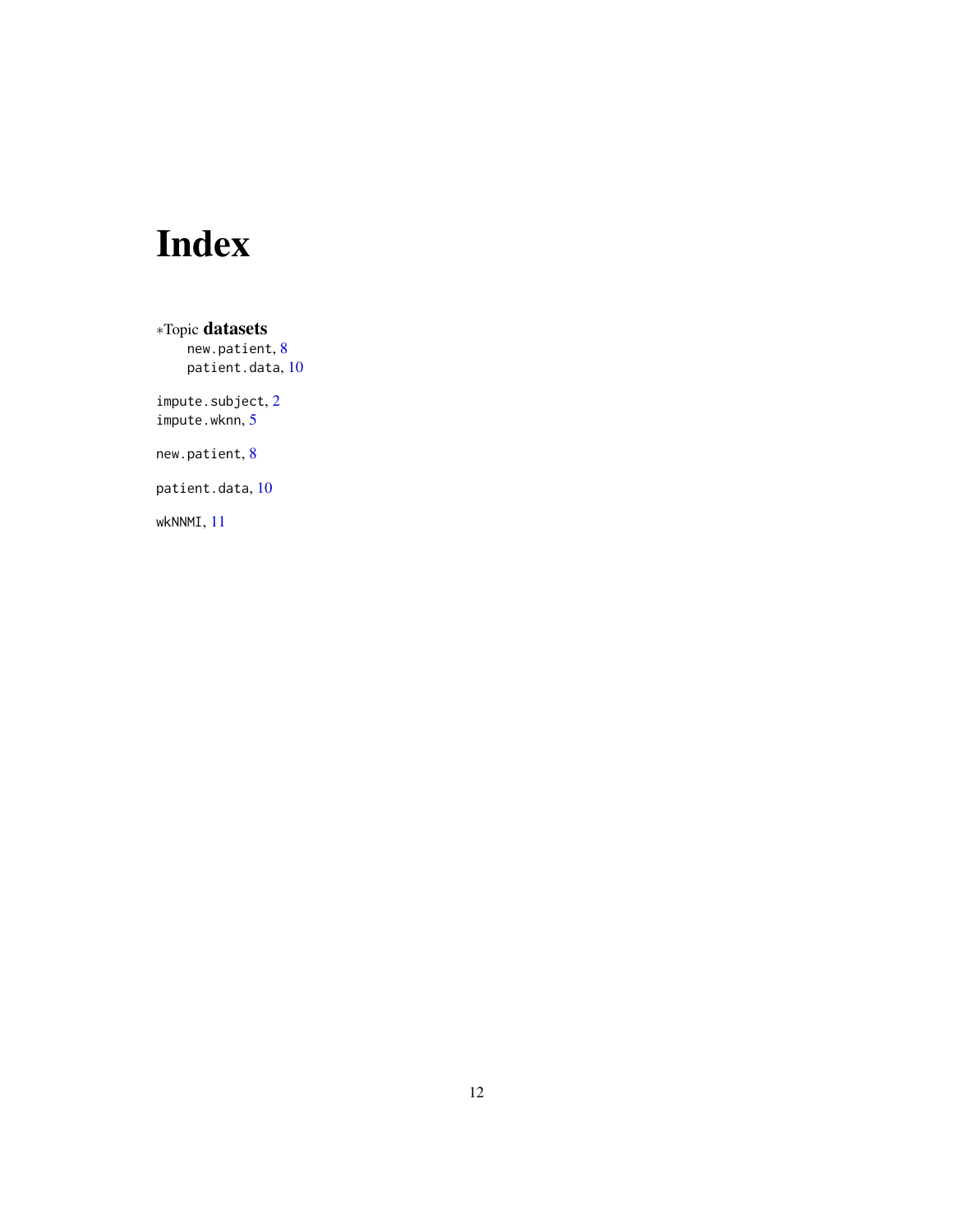# Index

*Topic **datasets**
- new.patient, 8
- patient.data, 10

impute.subject, 2
impute.wknn, 5

new.patient, 8

patient.data, 10

wkNNMI, 11